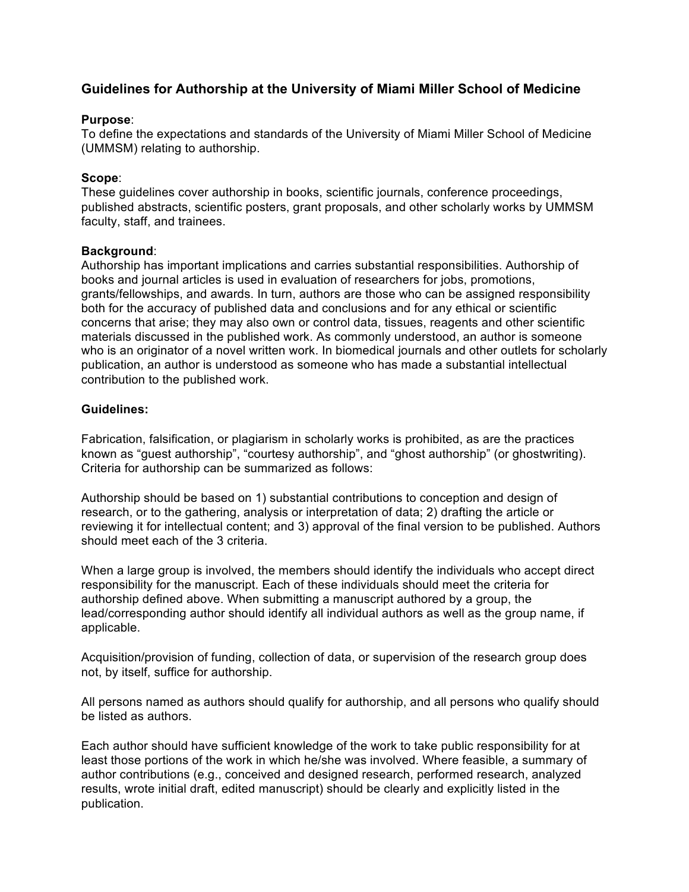# Guidelines for Authorship at the University of Miami Miller School of Medicine

**Purpose**:
To define the expectations and standards of the University of Miami Miller School of Medicine (UMMSM) relating to authorship.

**Scope**:
These guidelines cover authorship in books, scientific journals, conference proceedings, published abstracts, scientific posters, grant proposals, and other scholarly works by UMMSM faculty, staff, and trainees.

**Background**:
Authorship has important implications and carries substantial responsibilities. Authorship of books and journal articles is used in evaluation of researchers for jobs, promotions, grants/fellowships, and awards. In turn, authors are those who can be assigned responsibility both for the accuracy of published data and conclusions and for any ethical or scientific concerns that arise; they may also own or control data, tissues, reagents and other scientific materials discussed in the published work. As commonly understood, an author is someone who is an originator of a novel written work. In biomedical journals and other outlets for scholarly publication, an author is understood as someone who has made a substantial intellectual contribution to the published work.

**Guidelines:**

Fabrication, falsification, or plagiarism in scholarly works is prohibited, as are the practices known as "guest authorship", "courtesy authorship", and "ghost authorship" (or ghostwriting). Criteria for authorship can be summarized as follows:

Authorship should be based on 1) substantial contributions to conception and design of research, or to the gathering, analysis or interpretation of data; 2) drafting the article or reviewing it for intellectual content; and 3) approval of the final version to be published. Authors should meet each of the 3 criteria.

When a large group is involved, the members should identify the individuals who accept direct responsibility for the manuscript. Each of these individuals should meet the criteria for authorship defined above. When submitting a manuscript authored by a group, the lead/corresponding author should identify all individual authors as well as the group name, if applicable.

Acquisition/provision of funding, collection of data, or supervision of the research group does not, by itself, suffice for authorship.

All persons named as authors should qualify for authorship, and all persons who qualify should be listed as authors.

Each author should have sufficient knowledge of the work to take public responsibility for at least those portions of the work in which he/she was involved. Where feasible, a summary of author contributions (e.g., conceived and designed research, performed research, analyzed results, wrote initial draft, edited manuscript) should be clearly and explicitly listed in the publication.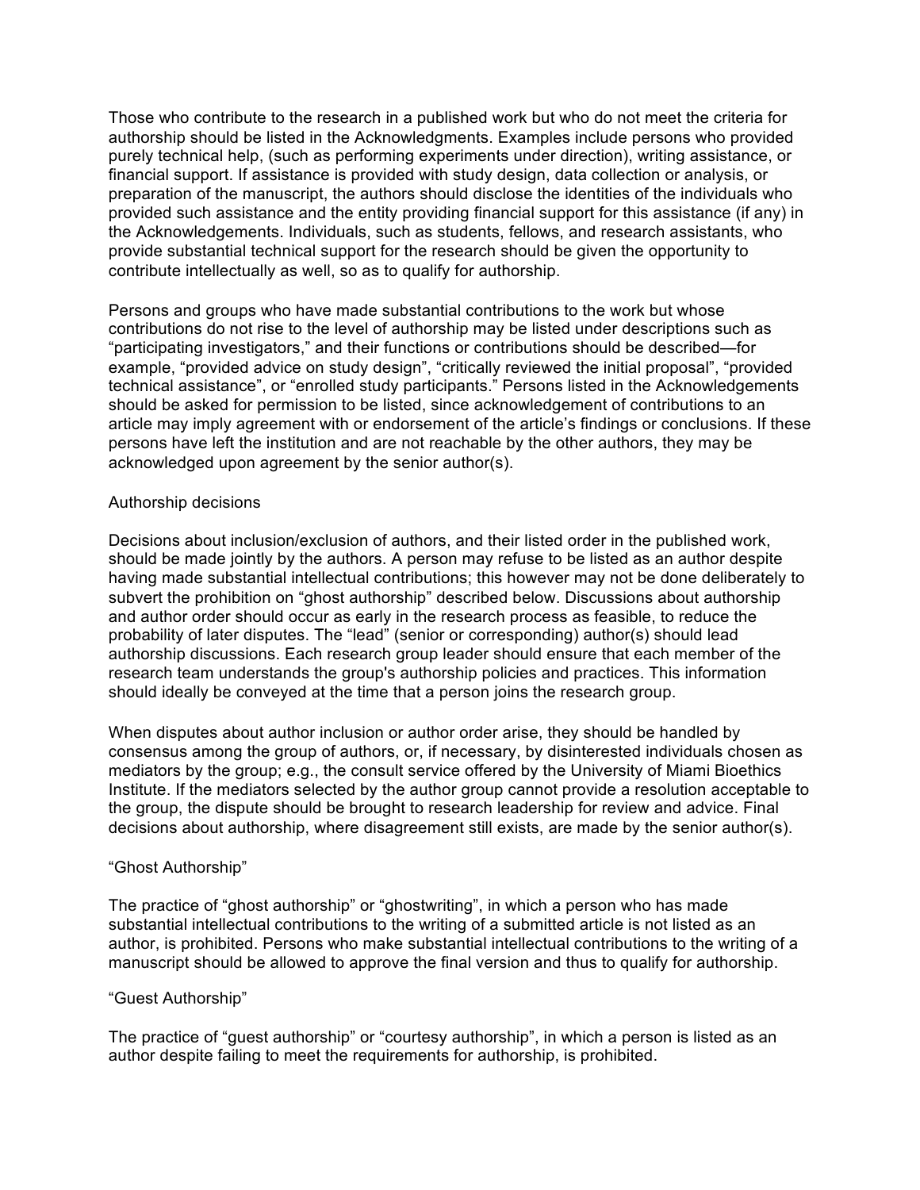Those who contribute to the research in a published work but who do not meet the criteria for authorship should be listed in the Acknowledgments. Examples include persons who provided purely technical help, (such as performing experiments under direction), writing assistance, or financial support. If assistance is provided with study design, data collection or analysis, or preparation of the manuscript, the authors should disclose the identities of the individuals who provided such assistance and the entity providing financial support for this assistance (if any) in the Acknowledgements. Individuals, such as students, fellows, and research assistants, who provide substantial technical support for the research should be given the opportunity to contribute intellectually as well, so as to qualify for authorship.

Persons and groups who have made substantial contributions to the work but whose contributions do not rise to the level of authorship may be listed under descriptions such as "participating investigators," and their functions or contributions should be described—for example, "provided advice on study design", "critically reviewed the initial proposal", "provided technical assistance", or "enrolled study participants." Persons listed in the Acknowledgements should be asked for permission to be listed, since acknowledgement of contributions to an article may imply agreement with or endorsement of the article's findings or conclusions. If these persons have left the institution and are not reachable by the other authors, they may be acknowledged upon agreement by the senior author(s).

### Authorship decisions

Decisions about inclusion/exclusion of authors, and their listed order in the published work, should be made jointly by the authors. A person may refuse to be listed as an author despite having made substantial intellectual contributions; this however may not be done deliberately to subvert the prohibition on "ghost authorship" described below. Discussions about authorship and author order should occur as early in the research process as feasible, to reduce the probability of later disputes. The "lead" (senior or corresponding) author(s) should lead authorship discussions. Each research group leader should ensure that each member of the research team understands the group's authorship policies and practices. This information should ideally be conveyed at the time that a person joins the research group.

When disputes about author inclusion or author order arise, they should be handled by consensus among the group of authors, or, if necessary, by disinterested individuals chosen as mediators by the group; e.g., the consult service offered by the University of Miami Bioethics Institute. If the mediators selected by the author group cannot provide a resolution acceptable to the group, the dispute should be brought to research leadership for review and advice. Final decisions about authorship, where disagreement still exists, are made by the senior author(s).

### "Ghost Authorship"

The practice of "ghost authorship" or "ghostwriting", in which a person who has made substantial intellectual contributions to the writing of a submitted article is not listed as an author, is prohibited. Persons who make substantial intellectual contributions to the writing of a manuscript should be allowed to approve the final version and thus to qualify for authorship.

### "Guest Authorship"

The practice of "guest authorship" or "courtesy authorship", in which a person is listed as an author despite failing to meet the requirements for authorship, is prohibited.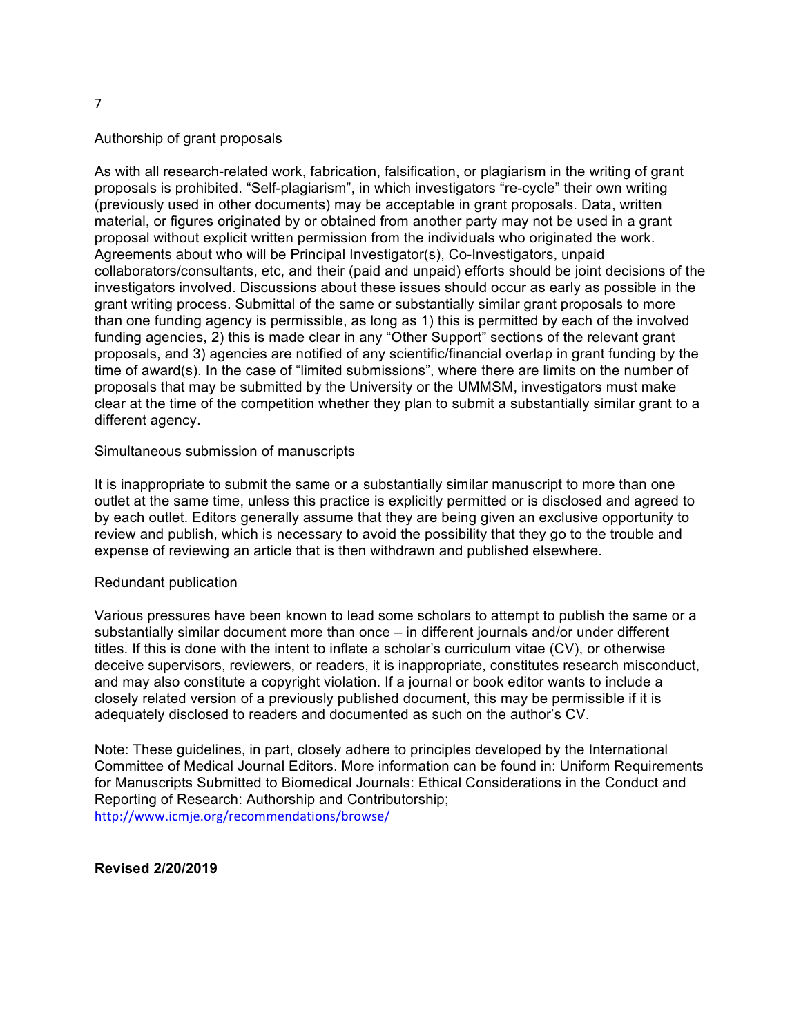## Authorship of grant proposals

As with all research-related work, fabrication, falsification, or plagiarism in the writing of grant proposals is prohibited. “Self-plagiarism”, in which investigators “re-cycle” their own writing (previously used in other documents) may be acceptable in grant proposals. Data, written material, or figures originated by or obtained from another party may not be used in a grant proposal without explicit written permission from the individuals who originated the work. Agreements about who will be Principal Investigator(s), Co-Investigators, unpaid collaborators/consultants, etc, and their (paid and unpaid) efforts should be joint decisions of the investigators involved. Discussions about these issues should occur as early as possible in the grant writing process. Submittal of the same or substantially similar grant proposals to more than one funding agency is permissible, as long as 1) this is permitted by each of the involved funding agencies, 2) this is made clear in any “Other Support” sections of the relevant grant proposals, and 3) agencies are notified of any scientific/financial overlap in grant funding by the time of award(s). In the case of “limited submissions”, where there are limits on the number of proposals that may be submitted by the University or the UMMSM, investigators must make clear at the time of the competition whether they plan to submit a substantially similar grant to a different agency.

## Simultaneous submission of manuscripts

It is inappropriate to submit the same or a substantially similar manuscript to more than one outlet at the same time, unless this practice is explicitly permitted or is disclosed and agreed to by each outlet. Editors generally assume that they are being given an exclusive opportunity to review and publish, which is necessary to avoid the possibility that they go to the trouble and expense of reviewing an article that is then withdrawn and published elsewhere.

## Redundant publication

Various pressures have been known to lead some scholars to attempt to publish the same or a substantially similar document more than once – in different journals and/or under different titles. If this is done with the intent to inflate a scholar’s curriculum vitae (CV), or otherwise deceive supervisors, reviewers, or readers, it is inappropriate, constitutes research misconduct, and may also constitute a copyright violation. If a journal or book editor wants to include a closely related version of a previously published document, this may be permissible if it is adequately disclosed to readers and documented as such on the author’s CV.

Note: These guidelines, in part, closely adhere to principles developed by the International Committee of Medical Journal Editors. More information can be found in: Uniform Requirements for Manuscripts Submitted to Biomedical Journals: Ethical Considerations in the Conduct and Reporting of Research: Authorship and Contributorship; http://www.icmje.org/recommendations/browse/

**Revised 2/20/2019**